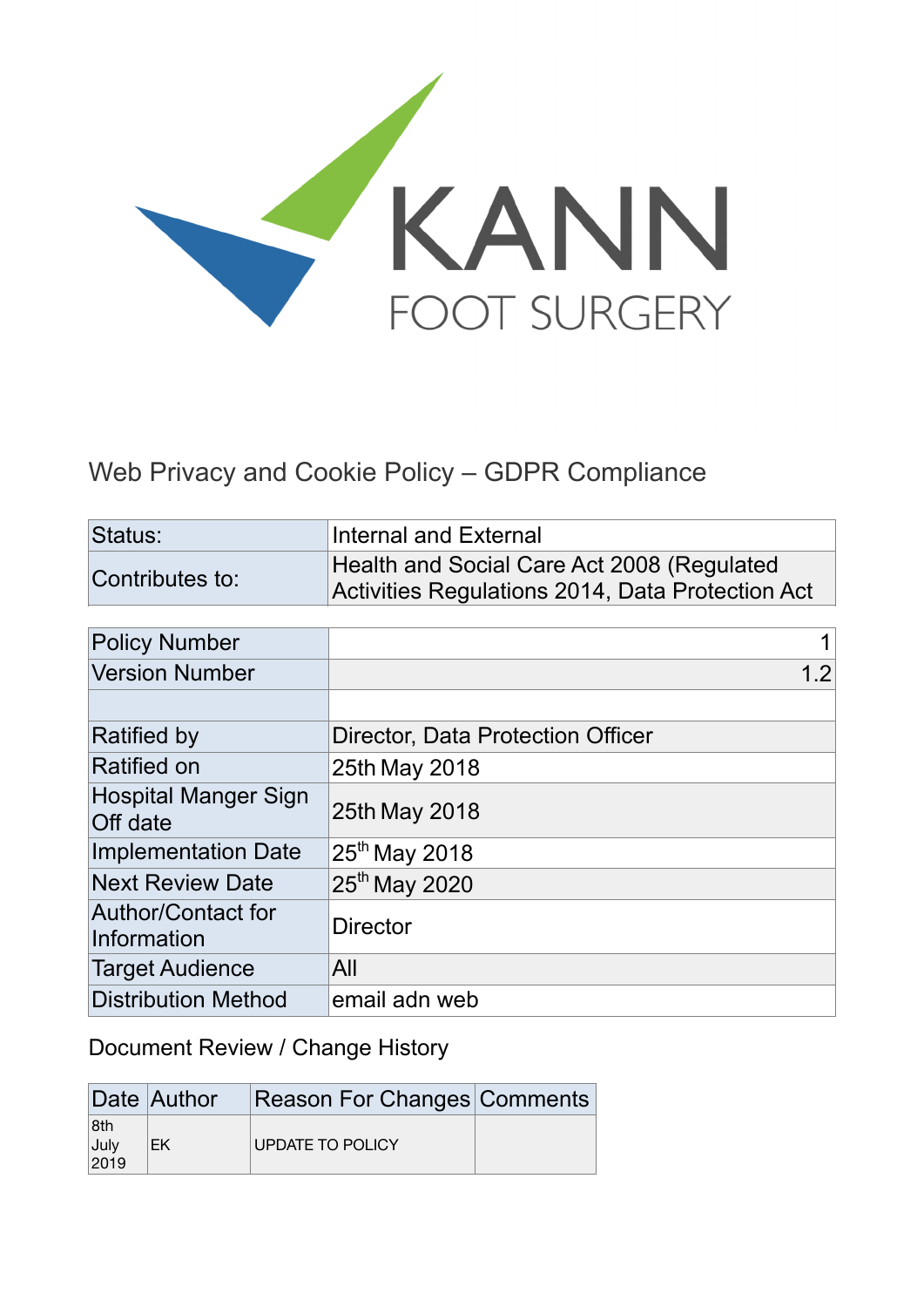KANN

FOOT SURGERY

# Web Privacy and Cookie Policy – GDPR Compliance

| | |
|---|---|
| Status: | Internal and External |
| Contributes to: | Health and Social Care Act 2008 (Regulated Activities Regulations 2014, Data Protection Act |

| | |
|---|---|
| Policy Number | 1 |
| Version Number | 1.2 |
| | |
| Ratified by | Director, Data Protection Officer |
| Ratified on | 25th May 2018 |
| Hospital Manger Sign Off date | 25th May 2018 |
| Implementation Date | 25th May 2018 |
| Next Review Date | 25th May 2020 |
| Author/Contact for Information | Director |
| Target Audience | All |
| Distribution Method | email adn web |

Document Review / Change History

| Date | Author | Reason For Changes | Comments |
|---|---|---|---|
| 8th July 2019 | EK | UPDATE TO POLICY | |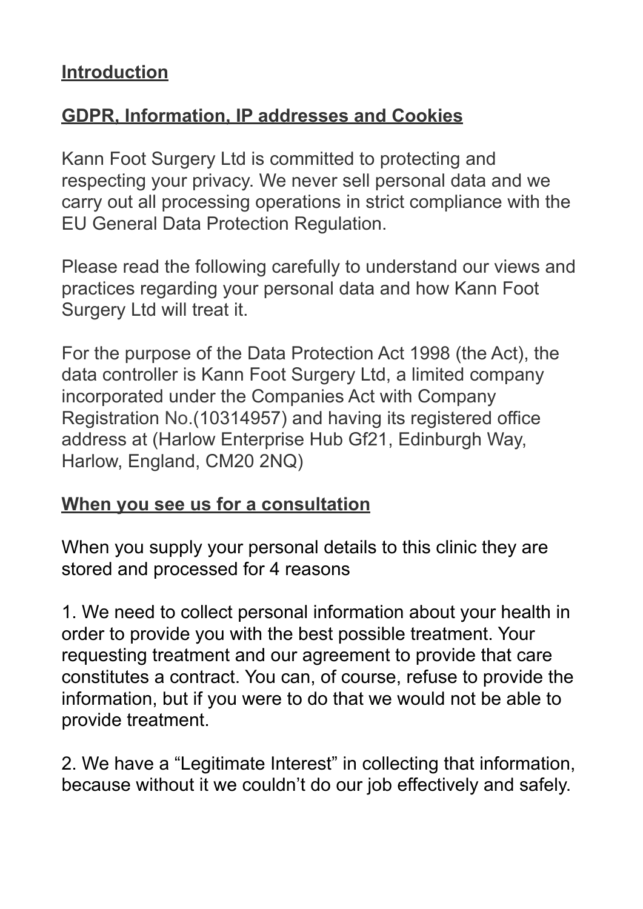## Introduction

## GDPR, Information, IP addresses and Cookies

Kann Foot Surgery Ltd is committed to protecting and respecting your privacy. We never sell personal data and we carry out all processing operations in strict compliance with the EU General Data Protection Regulation.

Please read the following carefully to understand our views and practices regarding your personal data and how Kann Foot Surgery Ltd will treat it.

For the purpose of the Data Protection Act 1998 (the Act), the data controller is Kann Foot Surgery Ltd, a limited company incorporated under the Companies Act with Company Registration No.(10314957) and having its registered office address at (Harlow Enterprise Hub Gf21, Edinburgh Way, Harlow, England, CM20 2NQ)

## When you see us for a consultation

When you supply your personal details to this clinic they are stored and processed for 4 reasons

1. We need to collect personal information about your health in order to provide you with the best possible treatment. Your requesting treatment and our agreement to provide that care constitutes a contract. You can, of course, refuse to provide the information, but if you were to do that we would not be able to provide treatment.

2. We have a “Legitimate Interest” in collecting that information, because without it we couldn’t do our job effectively and safely.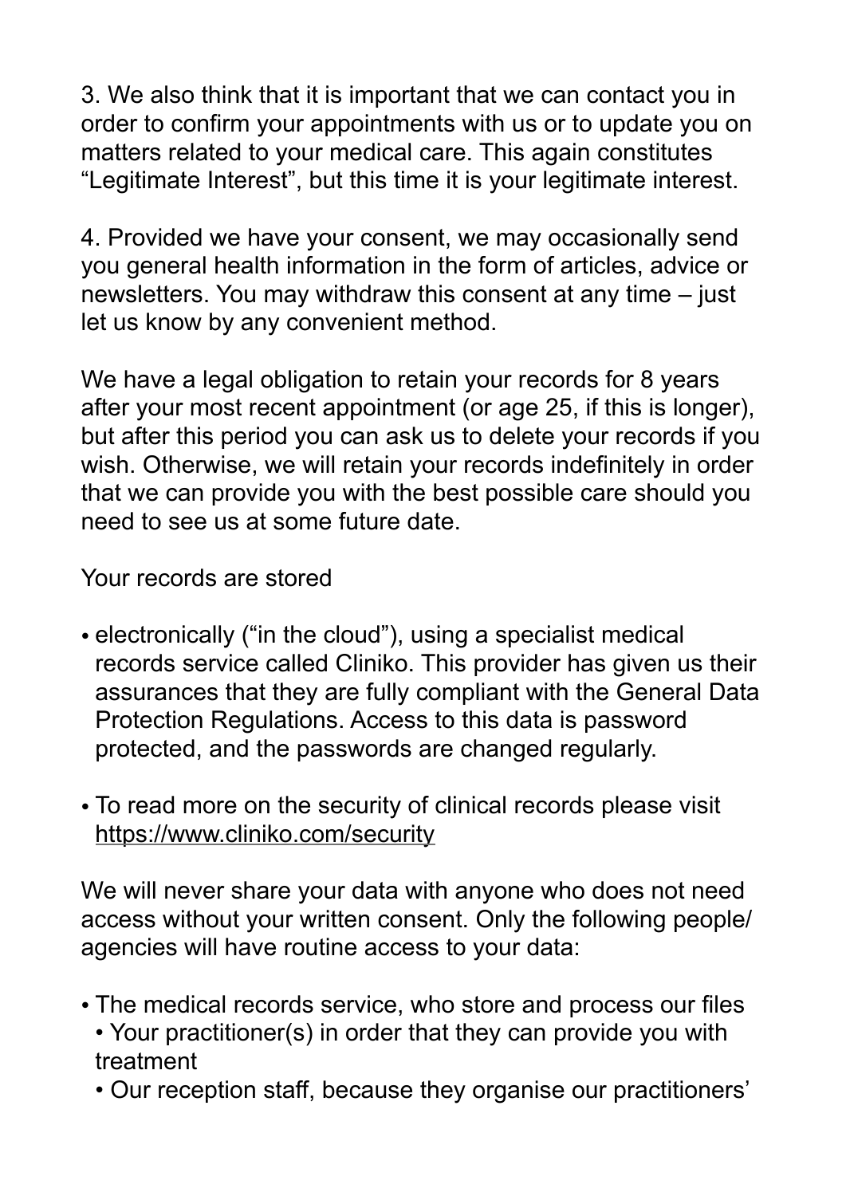3. We also think that it is important that we can contact you in order to confirm your appointments with us or to update you on matters related to your medical care. This again constitutes "Legitimate Interest", but this time it is your legitimate interest.

4. Provided we have your consent, we may occasionally send you general health information in the form of articles, advice or newsletters. You may withdraw this consent at any time – just let us know by any convenient method.

We have a legal obligation to retain your records for 8 years after your most recent appointment (or age 25, if this is longer), but after this period you can ask us to delete your records if you wish. Otherwise, we will retain your records indefinitely in order that we can provide you with the best possible care should you need to see us at some future date.

Your records are stored

- electronically ("in the cloud"), using a specialist medical records service called Cliniko. This provider has given us their assurances that they are fully compliant with the General Data Protection Regulations. Access to this data is password protected, and the passwords are changed regularly.
- To read more on the security of clinical records please visit https://www.cliniko.com/security

We will never share your data with anyone who does not need access without your written consent. Only the following people/ agencies will have routine access to your data:

- The medical records service, who store and process our files
- Your practitioner(s) in order that they can provide you with treatment
- Our reception staff, because they organise our practitioners'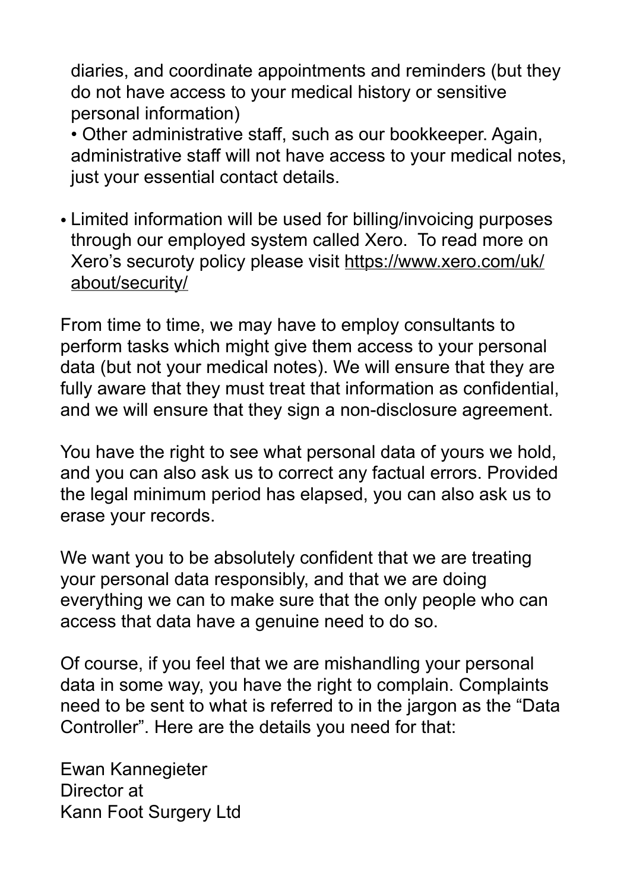diaries, and coordinate appointments and reminders (but they do not have access to your medical history or sensitive personal information)

• Other administrative staff, such as our bookkeeper. Again, administrative staff will not have access to your medical notes, just your essential contact details.

- Limited information will be used for billing/invoicing purposes through our employed system called Xero. To read more on Xero's securoty policy please visit [https://www.xero.com/uk/about/security/](https://www.xero.com/uk/about/security/)

From time to time, we may have to employ consultants to perform tasks which might give them access to your personal data (but not your medical notes). We will ensure that they are fully aware that they must treat that information as confidential, and we will ensure that they sign a non-disclosure agreement.

You have the right to see what personal data of yours we hold, and you can also ask us to correct any factual errors. Provided the legal minimum period has elapsed, you can also ask us to erase your records.

We want you to be absolutely confident that we are treating your personal data responsibly, and that we are doing everything we can to make sure that the only people who can access that data have a genuine need to do so.

Of course, if you feel that we are mishandling your personal data in some way, you have the right to complain. Complaints need to be sent to what is referred to in the jargon as the "Data Controller". Here are the details you need for that:

Ewan Kannegieter
Director at
Kann Foot Surgery Ltd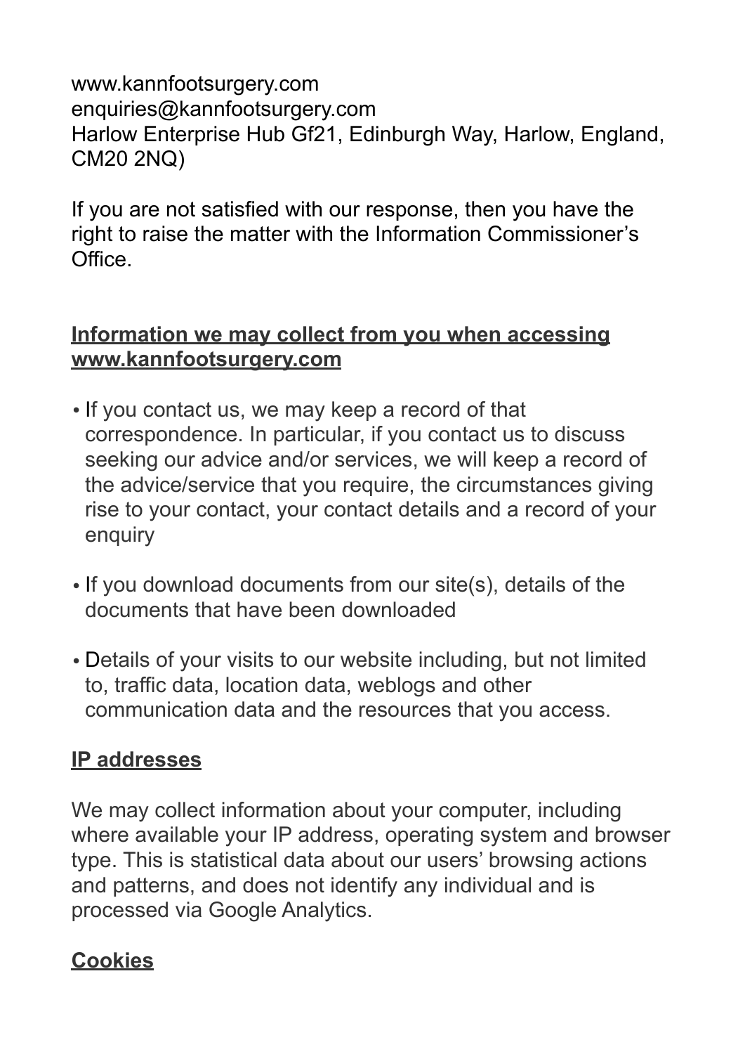www.kannfootsurgery.com
enquiries@kannfootsurgery.com
Harlow Enterprise Hub Gf21, Edinburgh Way, Harlow, England, CM20 2NQ)

If you are not satisfied with our response, then you have the right to raise the matter with the Information Commissioner's Office.

## Information we may collect from you when accessing www.kannfootsurgery.com

- If you contact us, we may keep a record of that correspondence. In particular, if you contact us to discuss seeking our advice and/or services, we will keep a record of the advice/service that you require, the circumstances giving rise to your contact, your contact details and a record of your enquiry
- If you download documents from our site(s), details of the documents that have been downloaded
- Details of your visits to our website including, but not limited to, traffic data, location data, weblogs and other communication data and the resources that you access.

## IP addresses

We may collect information about your computer, including where available your IP address, operating system and browser type. This is statistical data about our users' browsing actions and patterns, and does not identify any individual and is processed via Google Analytics.

## Cookies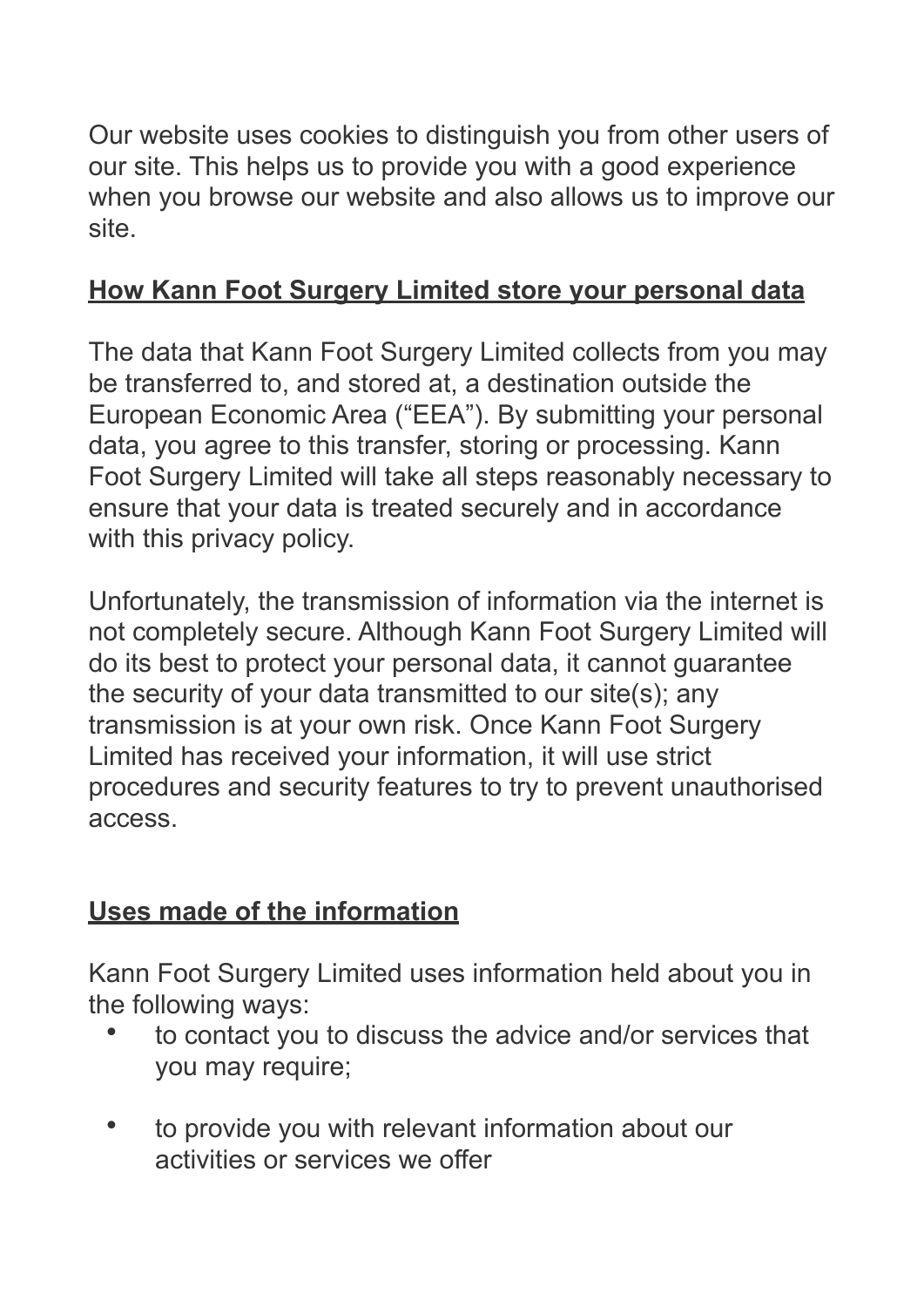Our website uses cookies to distinguish you from other users of our site. This helps us to provide you with a good experience when you browse our website and also allows us to improve our site.

## How Kann Foot Surgery Limited store your personal data

The data that Kann Foot Surgery Limited collects from you may be transferred to, and stored at, a destination outside the European Economic Area ("EEA"). By submitting your personal data, you agree to this transfer, storing or processing. Kann Foot Surgery Limited will take all steps reasonably necessary to ensure that your data is treated securely and in accordance with this privacy policy.

Unfortunately, the transmission of information via the internet is not completely secure. Although Kann Foot Surgery Limited will do its best to protect your personal data, it cannot guarantee the security of your data transmitted to our site(s); any transmission is at your own risk. Once Kann Foot Surgery Limited has received your information, it will use strict procedures and security features to try to prevent unauthorised access.

## Uses made of the information

Kann Foot Surgery Limited uses information held about you in the following ways:

- to contact you to discuss the advice and/or services that you may require;
- to provide you with relevant information about our activities or services we offer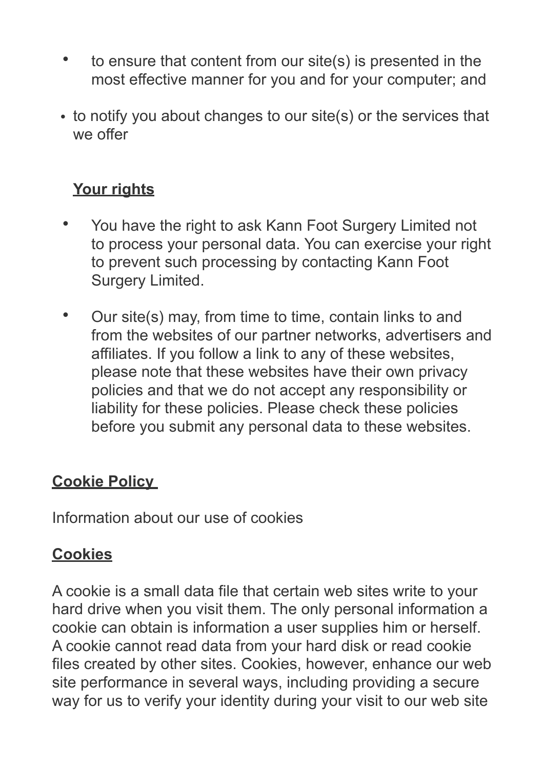- to ensure that content from our site(s) is presented in the most effective manner for you and for your computer; and
- to notify you about changes to our site(s) or the services that we offer

**Your rights**

- You have the right to ask Kann Foot Surgery Limited not to process your personal data. You can exercise your right to prevent such processing by contacting Kann Foot Surgery Limited.
- Our site(s) may, from time to time, contain links to and from the websites of our partner networks, advertisers and affiliates. If you follow a link to any of these websites, please note that these websites have their own privacy policies and that we do not accept any responsibility or liability for these policies. Please check these policies before you submit any personal data to these websites.

## Cookie Policy

Information about our use of cookies

### Cookies

A cookie is a small data file that certain web sites write to your hard drive when you visit them. The only personal information a cookie can obtain is information a user supplies him or herself. A cookie cannot read data from your hard disk or read cookie files created by other sites. Cookies, however, enhance our web site performance in several ways, including providing a secure way for us to verify your identity during your visit to our web site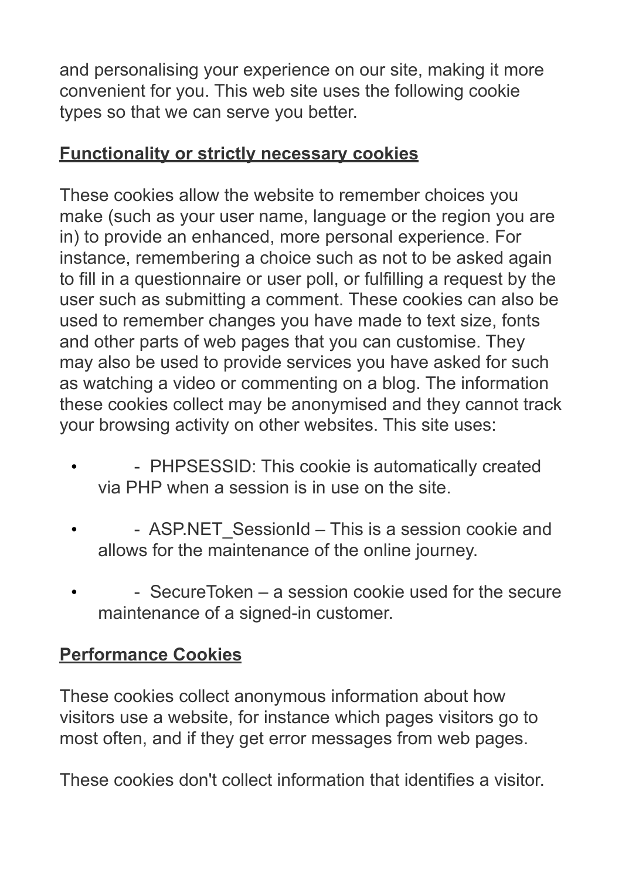and personalising your experience on our site, making it more convenient for you. This web site uses the following cookie types so that we can serve you better.

## **Functionality or strictly necessary cookies**

These cookies allow the website to remember choices you make (such as your user name, language or the region you are in) to provide an enhanced, more personal experience. For instance, remembering a choice such as not to be asked again to fill in a questionnaire or user poll, or fulfilling a request by the user such as submitting a comment. These cookies can also be used to remember changes you have made to text size, fonts and other parts of web pages that you can customise. They may also be used to provide services you have asked for such as watching a video or commenting on a blog. The information these cookies collect may be anonymised and they cannot track your browsing activity on other websites. This site uses:

- - PHPSESSID: This cookie is automatically created via PHP when a session is in use on the site.
- - ASP.NET_SessionId – This is a session cookie and allows for the maintenance of the online journey.
- - SecureToken – a session cookie used for the secure maintenance of a signed-in customer.

## **Performance Cookies**

These cookies collect anonymous information about how visitors use a website, for instance which pages visitors go to most often, and if they get error messages from web pages.

These cookies don't collect information that identifies a visitor.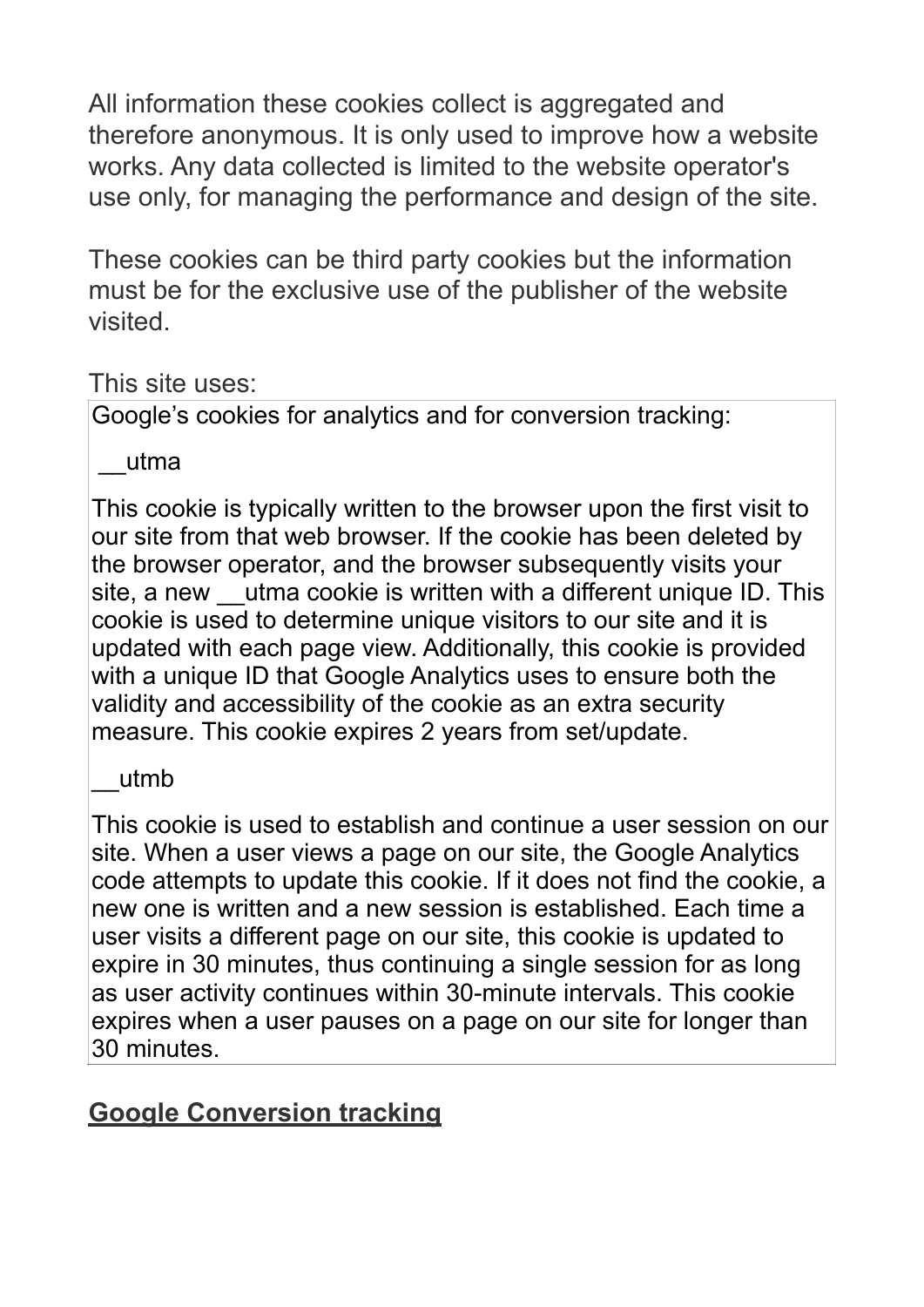All information these cookies collect is aggregated and therefore anonymous. It is only used to improve how a website works. Any data collected is limited to the website operator's use only, for managing the performance and design of the site.

These cookies can be third party cookies but the information must be for the exclusive use of the publisher of the website visited.

This site uses:

| Google's cookies for analytics and for conversion tracking:<br><br>__utma<br><br>This cookie is typically written to the browser upon the first visit to our site from that web browser. If the cookie has been deleted by the browser operator, and the browser subsequently visits your site, a new __utma cookie is written with a different unique ID. This cookie is used to determine unique visitors to our site and it is updated with each page view. Additionally, this cookie is provided with a unique ID that Google Analytics uses to ensure both the validity and accessibility of the cookie as an extra security measure. This cookie expires 2 years from set/update.<br><br>__utmb<br><br>This cookie is used to establish and continue a user session on our site. When a user views a page on our site, the Google Analytics code attempts to update this cookie. If it does not find the cookie, a new one is written and a new session is established. Each time a user visits a different page on our site, this cookie is updated to expire in 30 minutes, thus continuing a single session for as long as user activity continues within 30-minute intervals. This cookie expires when a user pauses on a page on our site for longer than 30 minutes. |
|---|

**Google Conversion tracking**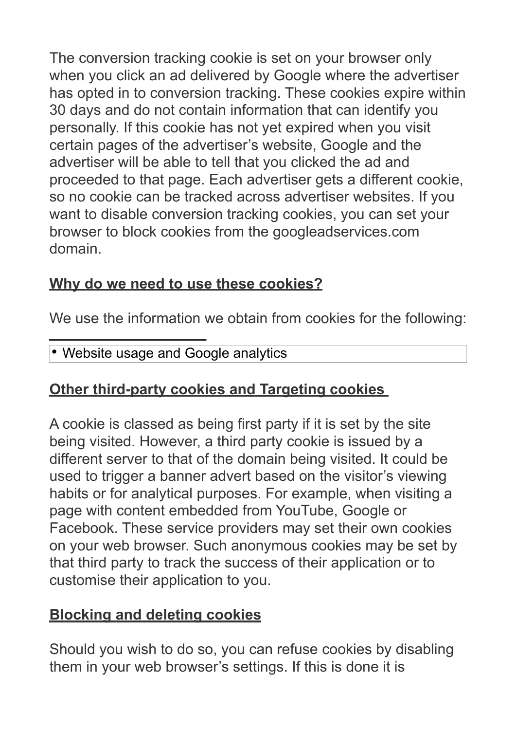The conversion tracking cookie is set on your browser only when you click an ad delivered by Google where the advertiser has opted in to conversion tracking. These cookies expire within 30 days and do not contain information that can identify you personally. If this cookie has not yet expired when you visit certain pages of the advertiser's website, Google and the advertiser will be able to tell that you clicked the ad and proceeded to that page. Each advertiser gets a different cookie, so no cookie can be tracked across advertiser websites. If you want to disable conversion tracking cookies, you can set your browser to block cookies from the googleadservices.com domain.

**Why do we need to use these cookies?**

We use the information we obtain from cookies for the following:

- Website usage and Google analytics

**Other third-party cookies and Targeting cookies**

A cookie is classed as being first party if it is set by the site being visited. However, a third party cookie is issued by a different server to that of the domain being visited. It could be used to trigger a banner advert based on the visitor's viewing habits or for analytical purposes. For example, when visiting a page with content embedded from YouTube, Google or Facebook. These service providers may set their own cookies on your web browser. Such anonymous cookies may be set by that third party to track the success of their application or to customise their application to you.

**Blocking and deleting cookies**

Should you wish to do so, you can refuse cookies by disabling them in your web browser's settings. If this is done it is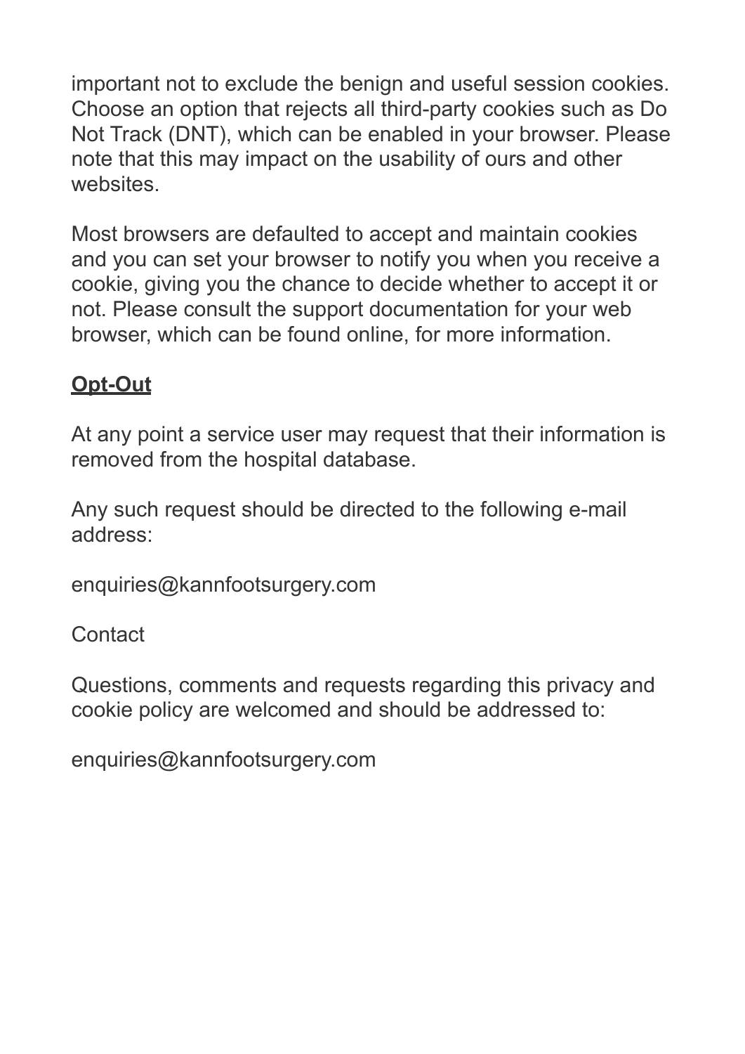important not to exclude the benign and useful session cookies. Choose an option that rejects all third-party cookies such as Do Not Track (DNT), which can be enabled in your browser. Please note that this may impact on the usability of ours and other websites.

Most browsers are defaulted to accept and maintain cookies and you can set your browser to notify you when you receive a cookie, giving you the chance to decide whether to accept it or not. Please consult the support documentation for your web browser, which can be found online, for more information.

**Opt-Out**

At any point a service user may request that their information is removed from the hospital database.

Any such request should be directed to the following e-mail address:

enquiries@kannfootsurgery.com

Contact

Questions, comments and requests regarding this privacy and cookie policy are welcomed and should be addressed to:

enquiries@kannfootsurgery.com